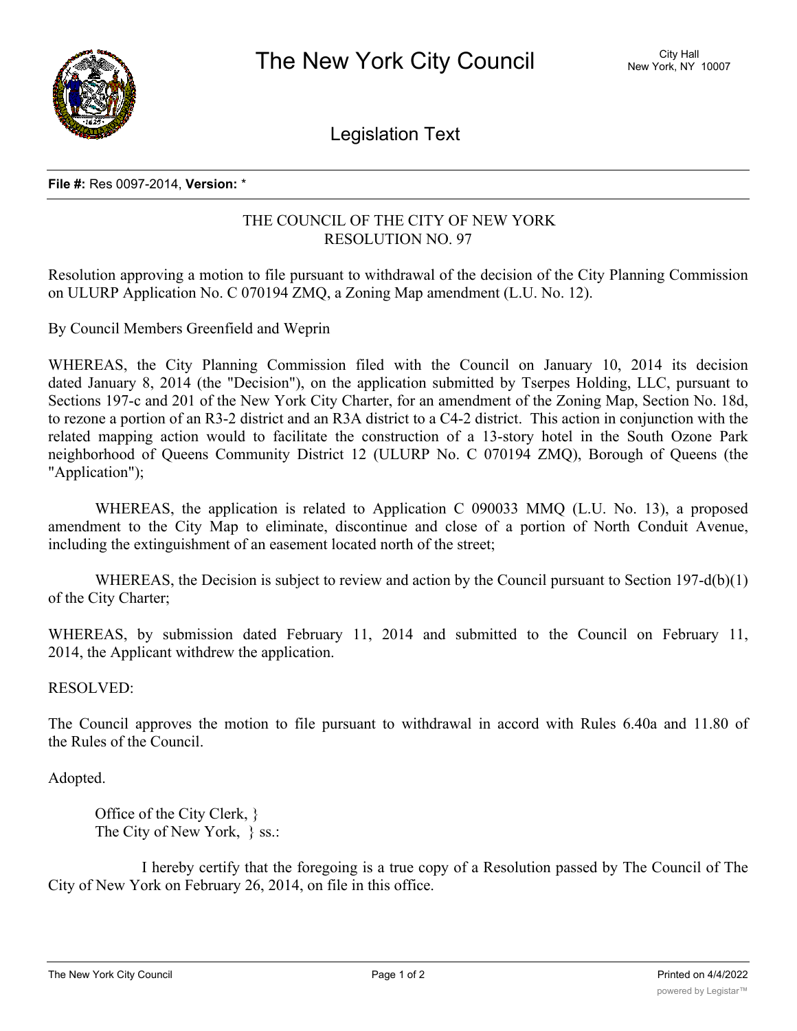# The New York City Council

City Hall
New York, NY 10007

## Legislation Text

**File #:** Res 0097-2014, **Version:** *

THE COUNCIL OF THE CITY OF NEW YORK
RESOLUTION NO. 97

Resolution approving a motion to file pursuant to withdrawal of the decision of the City Planning Commission on ULURP Application No. C 070194 ZMQ, a Zoning Map amendment (L.U. No. 12).

By Council Members Greenfield and Weprin

WHEREAS, the City Planning Commission filed with the Council on January 10, 2014 its decision dated January 8, 2014 (the "Decision"), on the application submitted by Tserpes Holding, LLC, pursuant to Sections 197-c and 201 of the New York City Charter, for an amendment of the Zoning Map, Section No. 18d, to rezone a portion of an R3-2 district and an R3A district to a C4-2 district. This action in conjunction with the related mapping action would to facilitate the construction of a 13-story hotel in the South Ozone Park neighborhood of Queens Community District 12 (ULURP No. C 070194 ZMQ), Borough of Queens (the "Application");

WHEREAS, the application is related to Application C 090033 MMQ (L.U. No. 13), a proposed amendment to the City Map to eliminate, discontinue and close of a portion of North Conduit Avenue, including the extinguishment of an easement located north of the street;

WHEREAS, the Decision is subject to review and action by the Council pursuant to Section 197-d(b)(1) of the City Charter;

WHEREAS, by submission dated February 11, 2014 and submitted to the Council on February 11, 2014, the Applicant withdrew the application.

RESOLVED:

The Council approves the motion to file pursuant to withdrawal in accord with Rules 6.40a and 11.80 of the Rules of the Council.

Adopted.

Office of the City Clerk, }
The City of New York, } ss.:

I hereby certify that the foregoing is a true copy of a Resolution passed by The Council of The City of New York on February 26, 2014, on file in this office.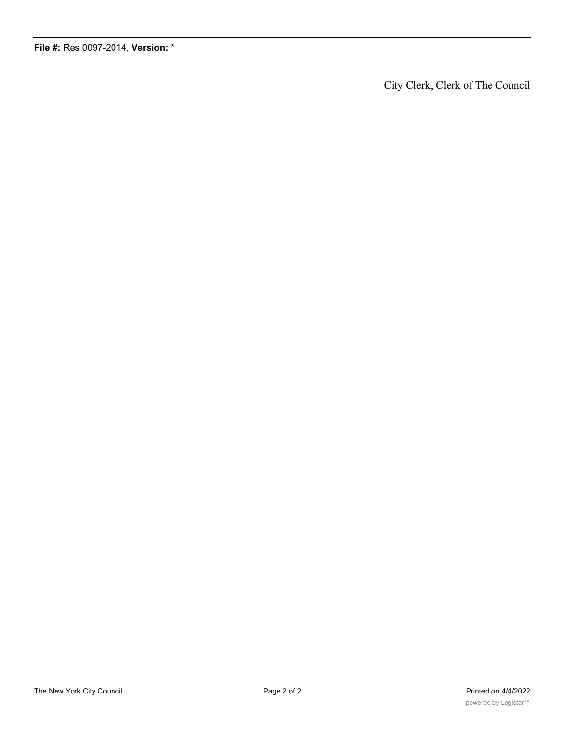City Clerk, Clerk of The Council